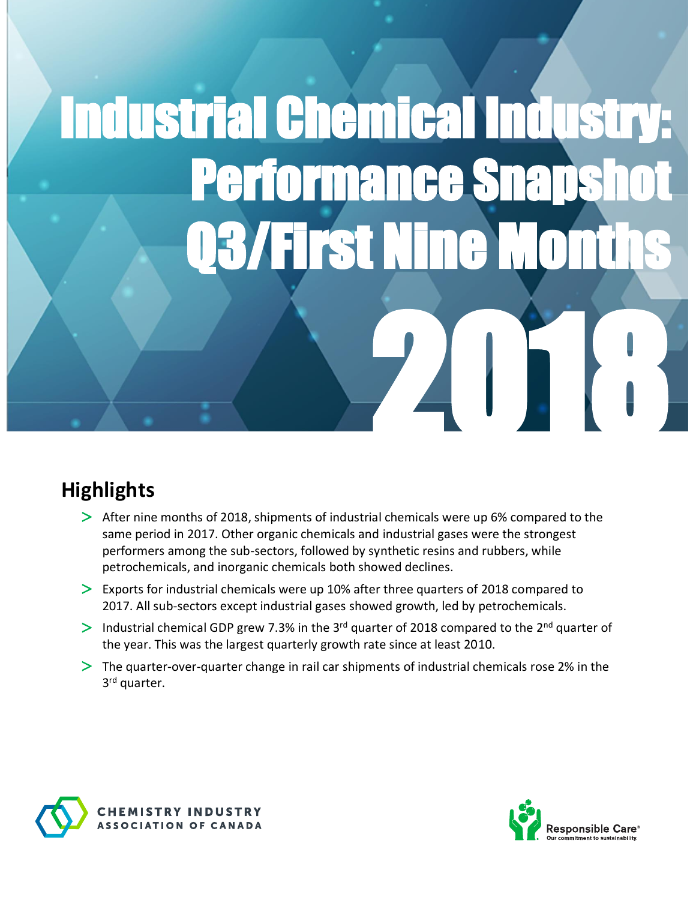# Industrial Chemical Industry: Performance Snapshot Q3/First Nine Months 2018

## Highlights

- After nine months of 2018, shipments of industrial chemicals were up 6% compared to the same period in 2017. Other organic chemicals and industrial gases were the strongest performers among the sub-sectors, followed by synthetic resins and rubbers, while petrochemicals, and inorganic chemicals both showed declines.
- Exports for industrial chemicals were up 10% after three quarters of 2018 compared to 2017. All sub-sectors except industrial gases showed growth, led by petrochemicals.
- Industrial chemical GDP grew 7.3% in the 3rd quarter of 2018 compared to the 2nd quarter of the year. This was the largest quarterly growth rate since at least 2010.
- The quarter-over-quarter change in rail car shipments of industrial chemicals rose 2% in the 3rd quarter.

CHEMISTRY INDUSTRY ASSOCIATION OF CANADA

Responsible Care® Our commitment to sustainability.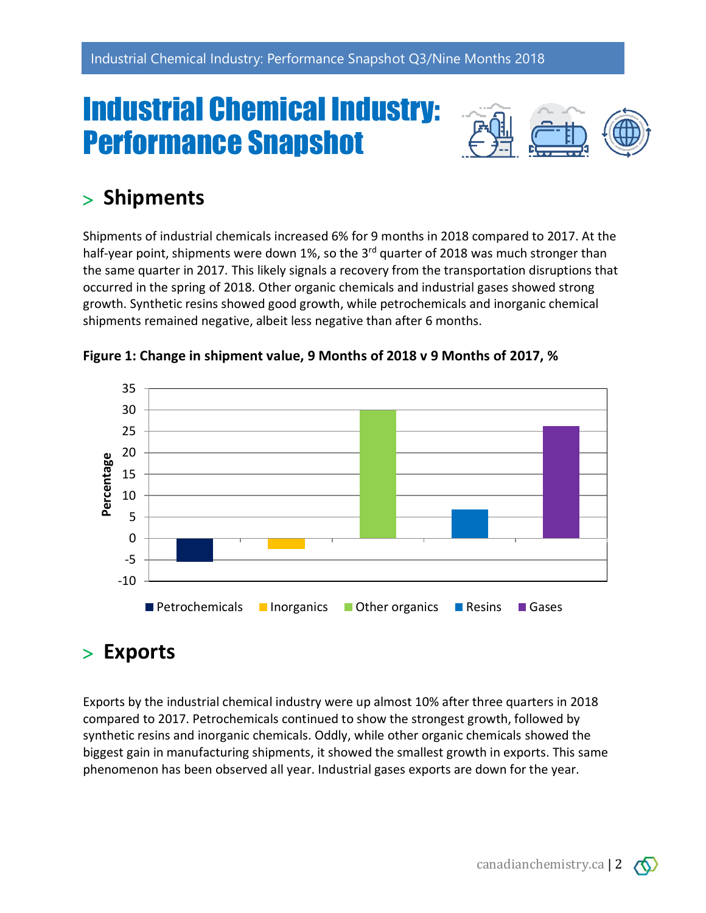# Industrial Chemical Industry: Performance Snapshot

## > Shipments

Shipments of industrial chemicals increased 6% for 9 months in 2018 compared to 2017. At the half-year point, shipments were down 1%, so the 3rd quarter of 2018 was much stronger than the same quarter in 2017. This likely signals a recovery from the transportation disruptions that occurred in the spring of 2018. Other organic chemicals and industrial gases showed strong growth. Synthetic resins showed good growth, while petrochemicals and inorganic chemical shipments remained negative, albeit less negative than after 6 months.

**Figure 1: Change in shipment value, 9 Months of 2018 v 9 Months of 2017, %**

## > Exports

Exports by the industrial chemical industry were up almost 10% after three quarters in 2018 compared to 2017. Petrochemicals continued to show the strongest growth, followed by synthetic resins and inorganic chemicals. Oddly, while other organic chemicals showed the biggest gain in manufacturing shipments, it showed the smallest growth in exports. This same phenomenon has been observed all year. Industrial gases exports are down for the year.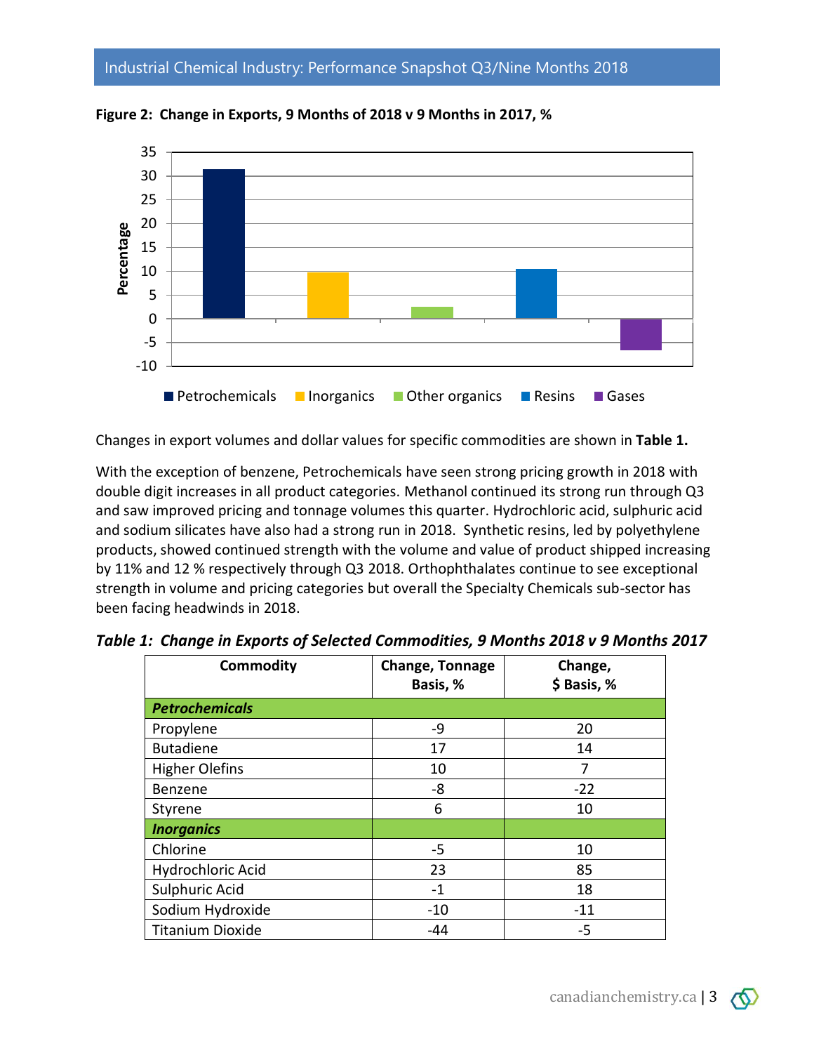**Figure 2: Change in Exports, 9 Months of 2018 v 9 Months in 2017, %**

Changes in export volumes and dollar values for specific commodities are shown in **Table 1.**

With the exception of benzene, Petrochemicals have seen strong pricing growth in 2018 with double digit increases in all product categories. Methanol continued its strong run through Q3 and saw improved pricing and tonnage volumes this quarter. Hydrochloric acid, sulphuric acid and sodium silicates have also had a strong run in 2018. Synthetic resins, led by polyethylene products, showed continued strength with the volume and value of product shipped increasing by 11% and 12 % respectively through Q3 2018. Orthophthalates continue to see exceptional strength in volume and pricing categories but overall the Specialty Chemicals sub-sector has been facing headwinds in 2018.

***Table 1: Change in Exports of Selected Commodities, 9 Months 2018 v 9 Months 2017***

| Commodity | Change, Tonnage Basis, % | Change, $ Basis, % |
|---|---|---|
| ***Petrochemicals*** | | |
| Propylene | -9 | 20 |
| Butadiene | 17 | 14 |
| Higher Olefins | 10 | 7 |
| Benzene | -8 | -22 |
| Styrene | 6 | 10 |
| ***Inorganics*** | | |
| Chlorine | -5 | 10 |
| Hydrochloric Acid | 23 | 85 |
| Sulphuric Acid | -1 | 18 |
| Sodium Hydroxide | -10 | -11 |
| Titanium Dioxide | -44 | -5 |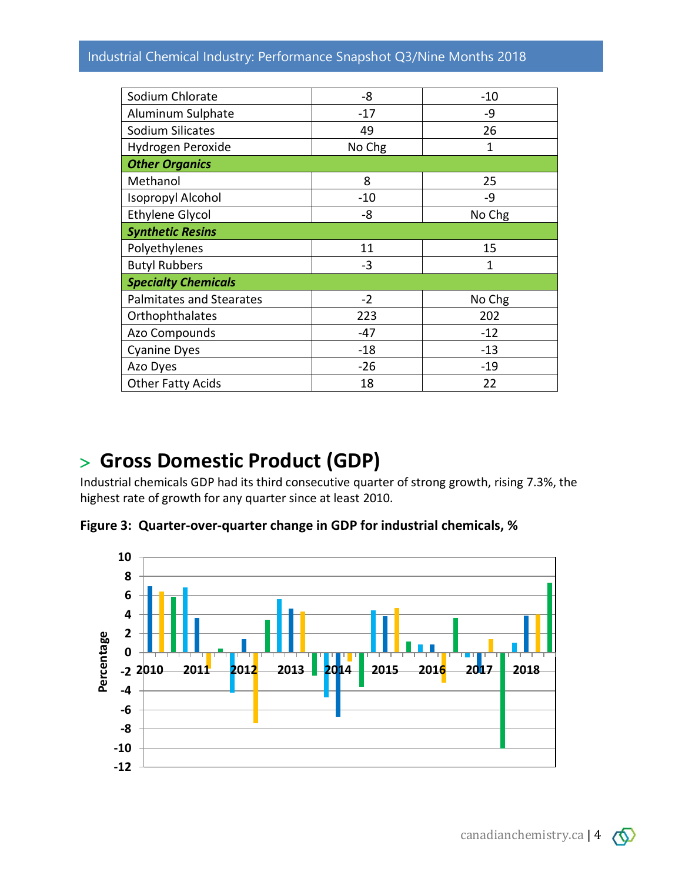| | | |
|---|---|---|
| Sodium Chlorate | -8 | -10 |
| Aluminum Sulphate | -17 | -9 |
| Sodium Silicates | 49 | 26 |
| Hydrogen Peroxide | No Chg | 1 |
| ***Other Organics*** | | |
| Methanol | 8 | 25 |
| Isopropyl Alcohol | -10 | -9 |
| Ethylene Glycol | -8 | No Chg |
| ***Synthetic Resins*** | | |
| Polyethylenes | 11 | 15 |
| Butyl Rubbers | -3 | 1 |
| ***Specialty Chemicals*** | | |
| Palmitates and Stearates | -2 | No Chg |
| Orthophthalates | 223 | 202 |
| Azo Compounds | -47 | -12 |
| Cyanine Dyes | -18 | -13 |
| Azo Dyes | -26 | -19 |
| Other Fatty Acids | 18 | 22 |

## > Gross Domestic Product (GDP)

Industrial chemicals GDP had its third consecutive quarter of strong growth, rising 7.3%, the highest rate of growth for any quarter since at least 2010.

**Figure 3: Quarter-over-quarter change in GDP for industrial chemicals, %**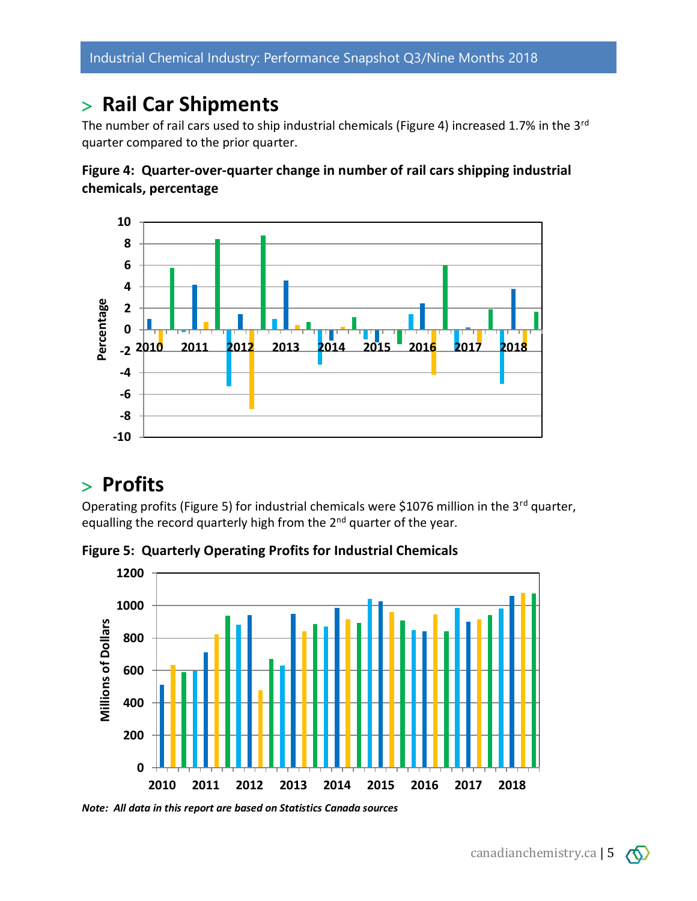## > Rail Car Shipments

The number of rail cars used to ship industrial chemicals (Figure 4) increased 1.7% in the 3rd quarter compared to the prior quarter.

**Figure 4: Quarter-over-quarter change in number of rail cars shipping industrial chemicals, percentage**

## > Profits

Operating profits (Figure 5) for industrial chemicals were $1076 million in the 3rd quarter, equalling the record quarterly high from the 2nd quarter of the year.

**Figure 5: Quarterly Operating Profits for Industrial Chemicals**

***Note: All data in this report are based on Statistics Canada sources***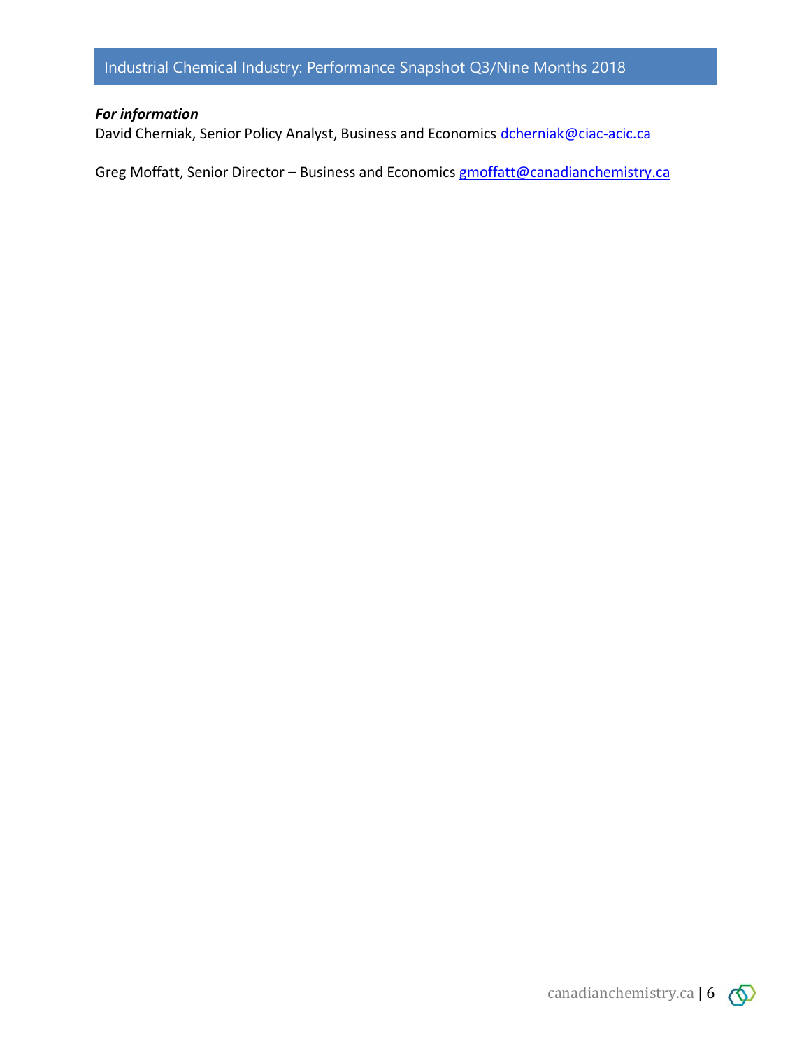***For information***

David Cherniak, Senior Policy Analyst, Business and Economics [dcherniak@ciac-acic.ca](mailto:dcherniak@ciac-acic.ca)

Greg Moffatt, Senior Director – Business and Economics [gmoffatt@canadianchemistry.ca](mailto:gmoffatt@canadianchemistry.ca)